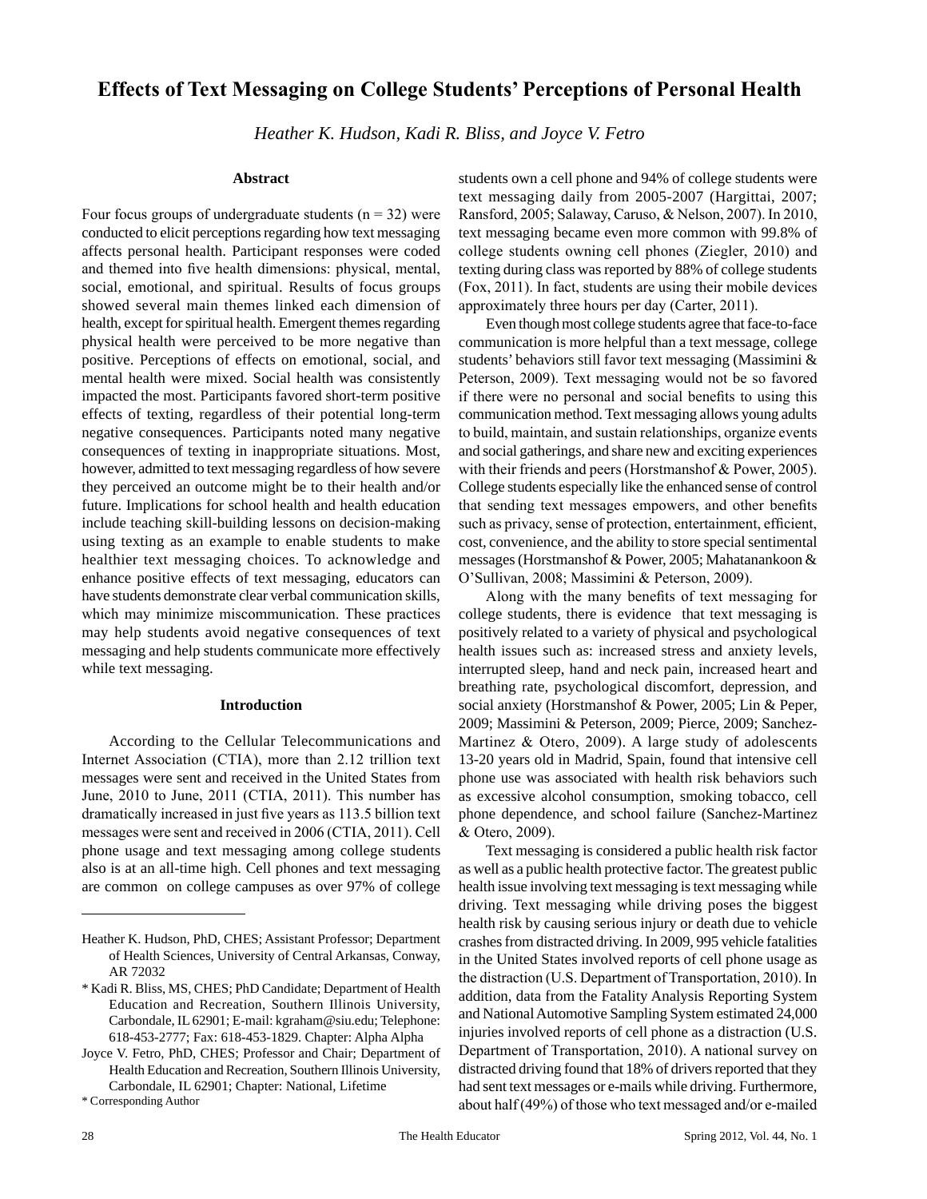# Effects of Text Messaging on College Students' Perceptions of Personal Health

*Heather K. Hudson, Kadi R. Bliss, and Joyce V. Fetro*

## Abstract

Four focus groups of undergraduate students (n = 32) were conducted to elicit perceptions regarding how text messaging affects personal health. Participant responses were coded and themed into five health dimensions: physical, mental, social, emotional, and spiritual. Results of focus groups showed several main themes linked each dimension of health, except for spiritual health. Emergent themes regarding physical health were perceived to be more negative than positive. Perceptions of effects on emotional, social, and mental health were mixed. Social health was consistently impacted the most. Participants favored short-term positive effects of texting, regardless of their potential long-term negative consequences. Participants noted many negative consequences of texting in inappropriate situations. Most, however, admitted to text messaging regardless of how severe they perceived an outcome might be to their health and/or future. Implications for school health and health education include teaching skill-building lessons on decision-making using texting as an example to enable students to make healthier text messaging choices. To acknowledge and enhance positive effects of text messaging, educators can have students demonstrate clear verbal communication skills, which may minimize miscommunication. These practices may help students avoid negative consequences of text messaging and help students communicate more effectively while text messaging.

## Introduction

According to the Cellular Telecommunications and Internet Association (CTIA), more than 2.12 trillion text messages were sent and received in the United States from June, 2010 to June, 2011 (CTIA, 2011). This number has dramatically increased in just five years as 113.5 billion text messages were sent and received in 2006 (CTIA, 2011). Cell phone usage and text messaging among college students also is at an all-time high. Cell phones and text messaging are common on college campuses as over 97% of college students own a cell phone and 94% of college students were text messaging daily from 2005-2007 (Hargittai, 2007; Ransford, 2005; Salaway, Caruso, & Nelson, 2007). In 2010, text messaging became even more common with 99.8% of college students owning cell phones (Ziegler, 2010) and texting during class was reported by 88% of college students (Fox, 2011). In fact, students are using their mobile devices approximately three hours per day (Carter, 2011).

Even though most college students agree that face-to-face communication is more helpful than a text message, college students' behaviors still favor text messaging (Massimini & Peterson, 2009). Text messaging would not be so favored if there were no personal and social benefits to using this communication method. Text messaging allows young adults to build, maintain, and sustain relationships, organize events and social gatherings, and share new and exciting experiences with their friends and peers (Horstmanshof & Power, 2005). College students especially like the enhanced sense of control that sending text messages empowers, and other benefits such as privacy, sense of protection, entertainment, efficient, cost, convenience, and the ability to store special sentimental messages (Horstmanshof & Power, 2005; Mahatanankoon & O'Sullivan, 2008; Massimini & Peterson, 2009).

Along with the many benefits of text messaging for college students, there is evidence that text messaging is positively related to a variety of physical and psychological health issues such as: increased stress and anxiety levels, interrupted sleep, hand and neck pain, increased heart and breathing rate, psychological discomfort, depression, and social anxiety (Horstmanshof & Power, 2005; Lin & Peper, 2009; Massimini & Peterson, 2009; Pierce, 2009; Sanchez-Martinez & Otero, 2009). A large study of adolescents 13-20 years old in Madrid, Spain, found that intensive cell phone use was associated with health risk behaviors such as excessive alcohol consumption, smoking tobacco, cell phone dependence, and school failure (Sanchez-Martinez & Otero, 2009).

Text messaging is considered a public health risk factor as well as a public health protective factor. The greatest public health issue involving text messaging is text messaging while driving. Text messaging while driving poses the biggest health risk by causing serious injury or death due to vehicle crashes from distracted driving. In 2009, 995 vehicle fatalities in the United States involved reports of cell phone usage as the distraction (U.S. Department of Transportation, 2010). In addition, data from the Fatality Analysis Reporting System and National Automotive Sampling System estimated 24,000 injuries involved reports of cell phone as a distraction (U.S. Department of Transportation, 2010). A national survey on distracted driving found that 18% of drivers reported that they had sent text messages or e-mails while driving. Furthermore, about half (49%) of those who text messaged and/or e-mailed

---

Heather K. Hudson, PhD, CHES; Assistant Professor; Department of Health Sciences, University of Central Arkansas, Conway, AR 72032

\* Kadi R. Bliss, MS, CHES; PhD Candidate; Department of Health Education and Recreation, Southern Illinois University, Carbondale, IL 62901; E-mail: kgraham@siu.edu; Telephone: 618-453-2777; Fax: 618-453-1829. Chapter: Alpha Alpha

Joyce V. Fetro, PhD, CHES; Professor and Chair; Department of Health Education and Recreation, Southern Illinois University, Carbondale, IL 62901; Chapter: National, Lifetime

\* Corresponding Author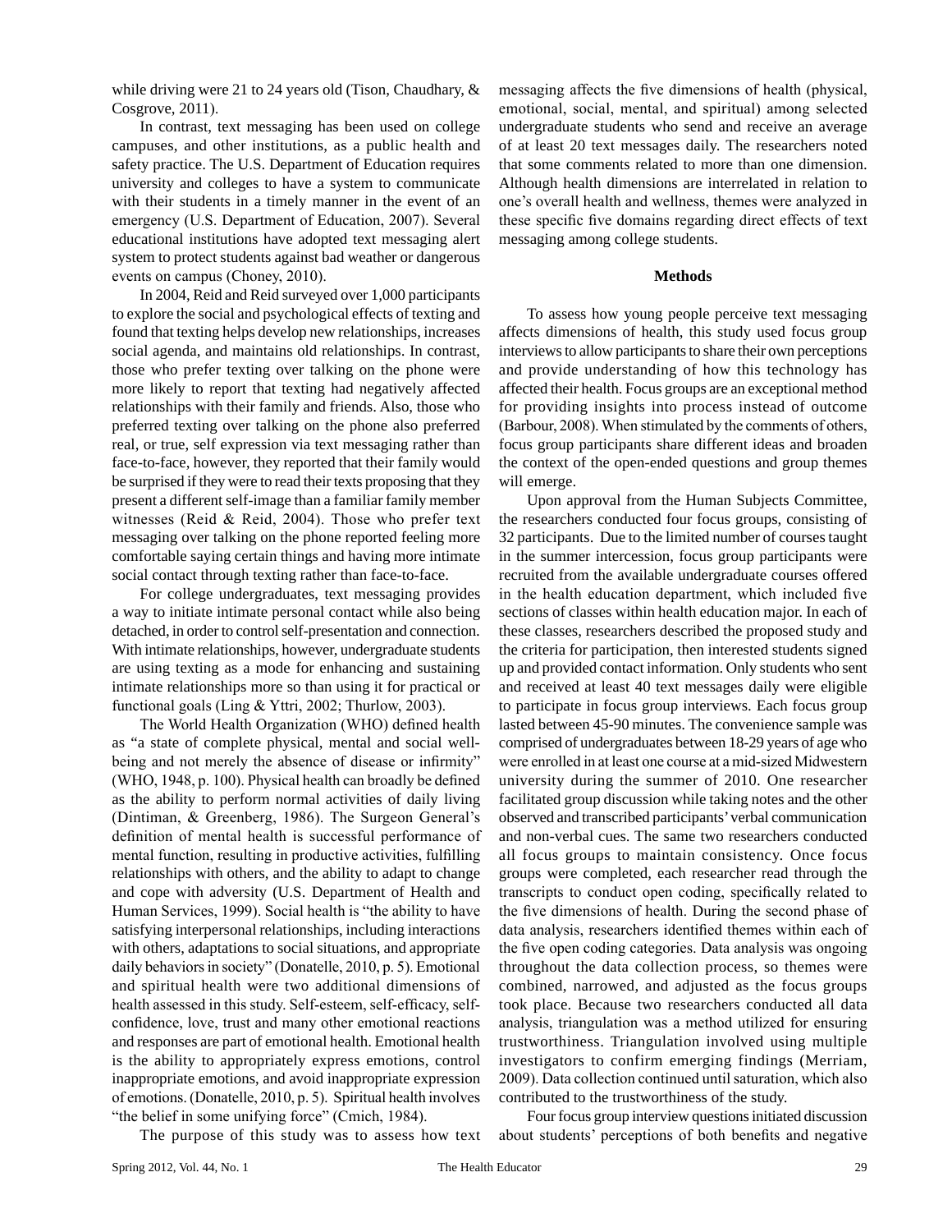while driving were 21 to 24 years old (Tison, Chaudhary, & Cosgrove, 2011).

In contrast, text messaging has been used on college campuses, and other institutions, as a public health and safety practice. The U.S. Department of Education requires university and colleges to have a system to communicate with their students in a timely manner in the event of an emergency (U.S. Department of Education, 2007). Several educational institutions have adopted text messaging alert system to protect students against bad weather or dangerous events on campus (Choney, 2010).

In 2004, Reid and Reid surveyed over 1,000 participants to explore the social and psychological effects of texting and found that texting helps develop new relationships, increases social agenda, and maintains old relationships. In contrast, those who prefer texting over talking on the phone were more likely to report that texting had negatively affected relationships with their family and friends. Also, those who preferred texting over talking on the phone also preferred real, or true, self expression via text messaging rather than face-to-face, however, they reported that their family would be surprised if they were to read their texts proposing that they present a different self-image than a familiar family member witnesses (Reid & Reid, 2004). Those who prefer text messaging over talking on the phone reported feeling more comfortable saying certain things and having more intimate social contact through texting rather than face-to-face.

For college undergraduates, text messaging provides a way to initiate intimate personal contact while also being detached, in order to control self-presentation and connection. With intimate relationships, however, undergraduate students are using texting as a mode for enhancing and sustaining intimate relationships more so than using it for practical or functional goals (Ling & Yttri, 2002; Thurlow, 2003).

The World Health Organization (WHO) defined health as "a state of complete physical, mental and social well-being and not merely the absence of disease or infirmity" (WHO, 1948, p. 100). Physical health can broadly be defined as the ability to perform normal activities of daily living (Dintiman, & Greenberg, 1986). The Surgeon General's definition of mental health is successful performance of mental function, resulting in productive activities, fulfilling relationships with others, and the ability to adapt to change and cope with adversity (U.S. Department of Health and Human Services, 1999). Social health is "the ability to have satisfying interpersonal relationships, including interactions with others, adaptations to social situations, and appropriate daily behaviors in society" (Donatelle, 2010, p. 5). Emotional and spiritual health were two additional dimensions of health assessed in this study. Self-esteem, self-efficacy, self-confidence, love, trust and many other emotional reactions and responses are part of emotional health. Emotional health is the ability to appropriately express emotions, control inappropriate emotions, and avoid inappropriate expression of emotions. (Donatelle, 2010, p. 5). Spiritual health involves "the belief in some unifying force" (Cmich, 1984).

The purpose of this study was to assess how text messaging affects the five dimensions of health (physical, emotional, social, mental, and spiritual) among selected undergraduate students who send and receive an average of at least 20 text messages daily. The researchers noted that some comments related to more than one dimension. Although health dimensions are interrelated in relation to one's overall health and wellness, themes were analyzed in these specific five domains regarding direct effects of text messaging among college students.

## Methods

To assess how young people perceive text messaging affects dimensions of health, this study used focus group interviews to allow participants to share their own perceptions and provide understanding of how this technology has affected their health. Focus groups are an exceptional method for providing insights into process instead of outcome (Barbour, 2008). When stimulated by the comments of others, focus group participants share different ideas and broaden the context of the open-ended questions and group themes will emerge.

Upon approval from the Human Subjects Committee, the researchers conducted four focus groups, consisting of 32 participants. Due to the limited number of courses taught in the summer intercession, focus group participants were recruited from the available undergraduate courses offered in the health education department, which included five sections of classes within health education major. In each of these classes, researchers described the proposed study and the criteria for participation, then interested students signed up and provided contact information. Only students who sent and received at least 40 text messages daily were eligible to participate in focus group interviews. Each focus group lasted between 45-90 minutes. The convenience sample was comprised of undergraduates between 18-29 years of age who were enrolled in at least one course at a mid-sized Midwestern university during the summer of 2010. One researcher facilitated group discussion while taking notes and the other observed and transcribed participants' verbal communication and non-verbal cues. The same two researchers conducted all focus groups to maintain consistency. Once focus groups were completed, each researcher read through the transcripts to conduct open coding, specifically related to the five dimensions of health. During the second phase of data analysis, researchers identified themes within each of the five open coding categories. Data analysis was ongoing throughout the data collection process, so themes were combined, narrowed, and adjusted as the focus groups took place. Because two researchers conducted all data analysis, triangulation was a method utilized for ensuring trustworthiness. Triangulation involved using multiple investigators to confirm emerging findings (Merriam, 2009). Data collection continued until saturation, which also contributed to the trustworthiness of the study.

Four focus group interview questions initiated discussion about students' perceptions of both benefits and negative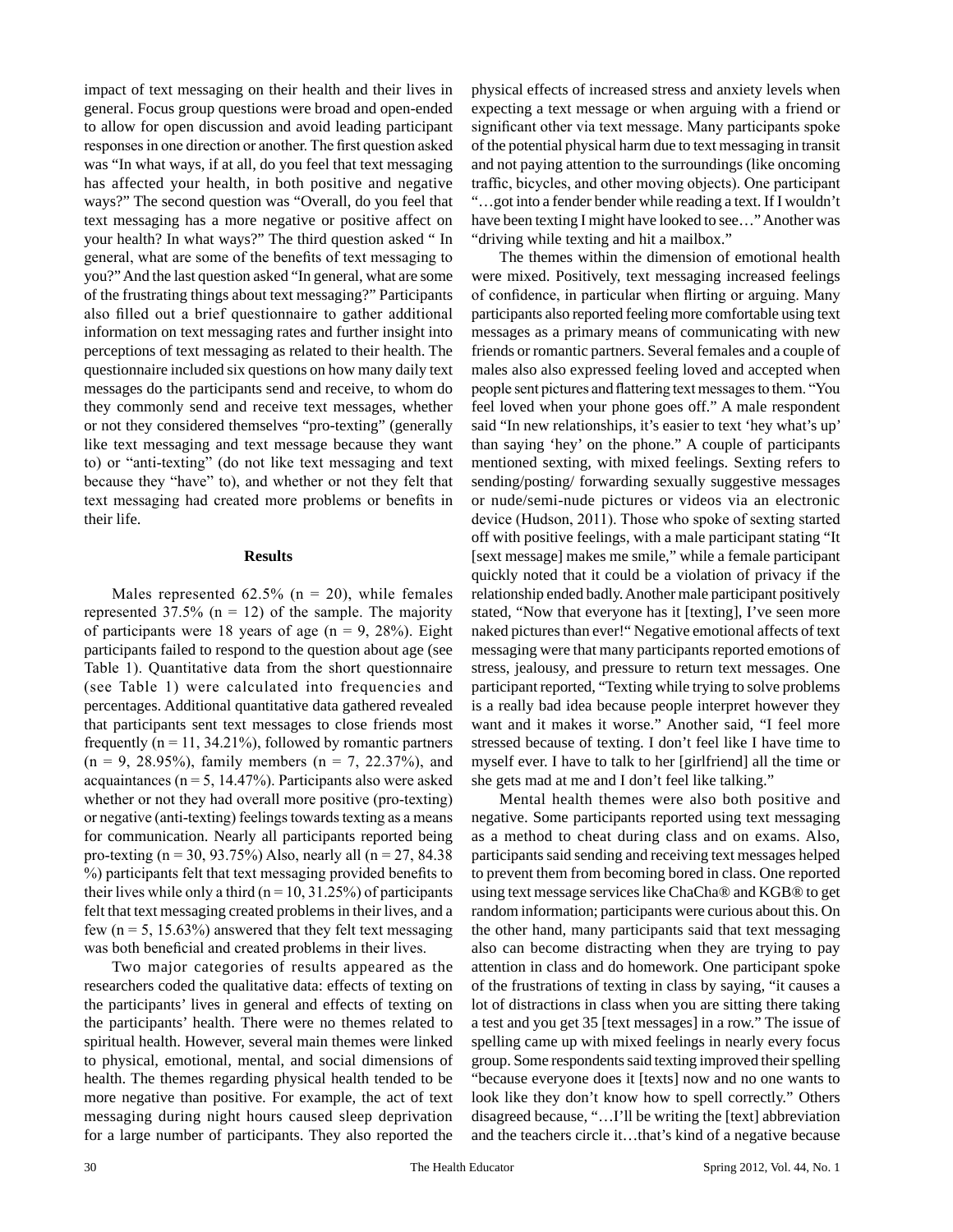impact of text messaging on their health and their lives in general. Focus group questions were broad and open-ended to allow for open discussion and avoid leading participant responses in one direction or another. The first question asked was "In what ways, if at all, do you feel that text messaging has affected your health, in both positive and negative ways?" The second question was "Overall, do you feel that text messaging has a more negative or positive affect on your health? In what ways?" The third question asked " In general, what are some of the benefits of text messaging to you?" And the last question asked "In general, what are some of the frustrating things about text messaging?" Participants also filled out a brief questionnaire to gather additional information on text messaging rates and further insight into perceptions of text messaging as related to their health. The questionnaire included six questions on how many daily text messages do the participants send and receive, to whom do they commonly send and receive text messages, whether or not they considered themselves "pro-texting" (generally like text messaging and text message because they want to) or "anti-texting" (do not like text messaging and text because they "have" to), and whether or not they felt that text messaging had created more problems or benefits in their life.

## Results

Males represented 62.5% (n = 20), while females represented 37.5% (n = 12) of the sample. The majority of participants were 18 years of age (n = 9, 28%). Eight participants failed to respond to the question about age (see Table 1). Quantitative data from the short questionnaire (see Table 1) were calculated into frequencies and percentages. Additional quantitative data gathered revealed that participants sent text messages to close friends most frequently (n = 11, 34.21%), followed by romantic partners (n = 9, 28.95%), family members (n = 7, 22.37%), and acquaintances (n = 5, 14.47%). Participants also were asked whether or not they had overall more positive (pro-texting) or negative (anti-texting) feelings towards texting as a means for communication. Nearly all participants reported being pro-texting (n = 30, 93.75%) Also, nearly all (n = 27, 84.38 %) participants felt that text messaging provided benefits to their lives while only a third (n = 10, 31.25%) of participants felt that text messaging created problems in their lives, and a few (n = 5, 15.63%) answered that they felt text messaging was both beneficial and created problems in their lives.

Two major categories of results appeared as the researchers coded the qualitative data: effects of texting on the participants' lives in general and effects of texting on the participants' health. There were no themes related to spiritual health. However, several main themes were linked to physical, emotional, mental, and social dimensions of health. The themes regarding physical health tended to be more negative than positive. For example, the act of text messaging during night hours caused sleep deprivation for a large number of participants. They also reported the physical effects of increased stress and anxiety levels when expecting a text message or when arguing with a friend or significant other via text message. Many participants spoke of the potential physical harm due to text messaging in transit and not paying attention to the surroundings (like oncoming traffic, bicycles, and other moving objects). One participant "…got into a fender bender while reading a text. If I wouldn't have been texting I might have looked to see…" Another was "driving while texting and hit a mailbox."

The themes within the dimension of emotional health were mixed. Positively, text messaging increased feelings of confidence, in particular when flirting or arguing. Many participants also reported feeling more comfortable using text messages as a primary means of communicating with new friends or romantic partners. Several females and a couple of males also also expressed feeling loved and accepted when people sent pictures and flattering text messages to them. "You feel loved when your phone goes off." A male respondent said "In new relationships, it's easier to text 'hey what's up' than saying 'hey' on the phone." A couple of participants mentioned sexting, with mixed feelings. Sexting refers to sending/posting/ forwarding sexually suggestive messages or nude/semi-nude pictures or videos via an electronic device (Hudson, 2011). Those who spoke of sexting started off with positive feelings, with a male participant stating "It [sext message] makes me smile," while a female participant quickly noted that it could be a violation of privacy if the relationship ended badly. Another male participant positively stated, "Now that everyone has it [texting], I've seen more naked pictures than ever!" Negative emotional affects of text messaging were that many participants reported emotions of stress, jealousy, and pressure to return text messages. One participant reported, "Texting while trying to solve problems is a really bad idea because people interpret however they want and it makes it worse." Another said, "I feel more stressed because of texting. I don't feel like I have time to myself ever. I have to talk to her [girlfriend] all the time or she gets mad at me and I don't feel like talking."

Mental health themes were also both positive and negative. Some participants reported using text messaging as a method to cheat during class and on exams. Also, participants said sending and receiving text messages helped to prevent them from becoming bored in class. One reported using text message services like ChaCha® and KGB® to get random information; participants were curious about this. On the other hand, many participants said that text messaging also can become distracting when they are trying to pay attention in class and do homework. One participant spoke of the frustrations of texting in class by saying, "it causes a lot of distractions in class when you are sitting there taking a test and you get 35 [text messages] in a row." The issue of spelling came up with mixed feelings in nearly every focus group. Some respondents said texting improved their spelling "because everyone does it [texts] now and no one wants to look like they don't know how to spell correctly." Others disagreed because, "…I'll be writing the [text] abbreviation and the teachers circle it…that's kind of a negative because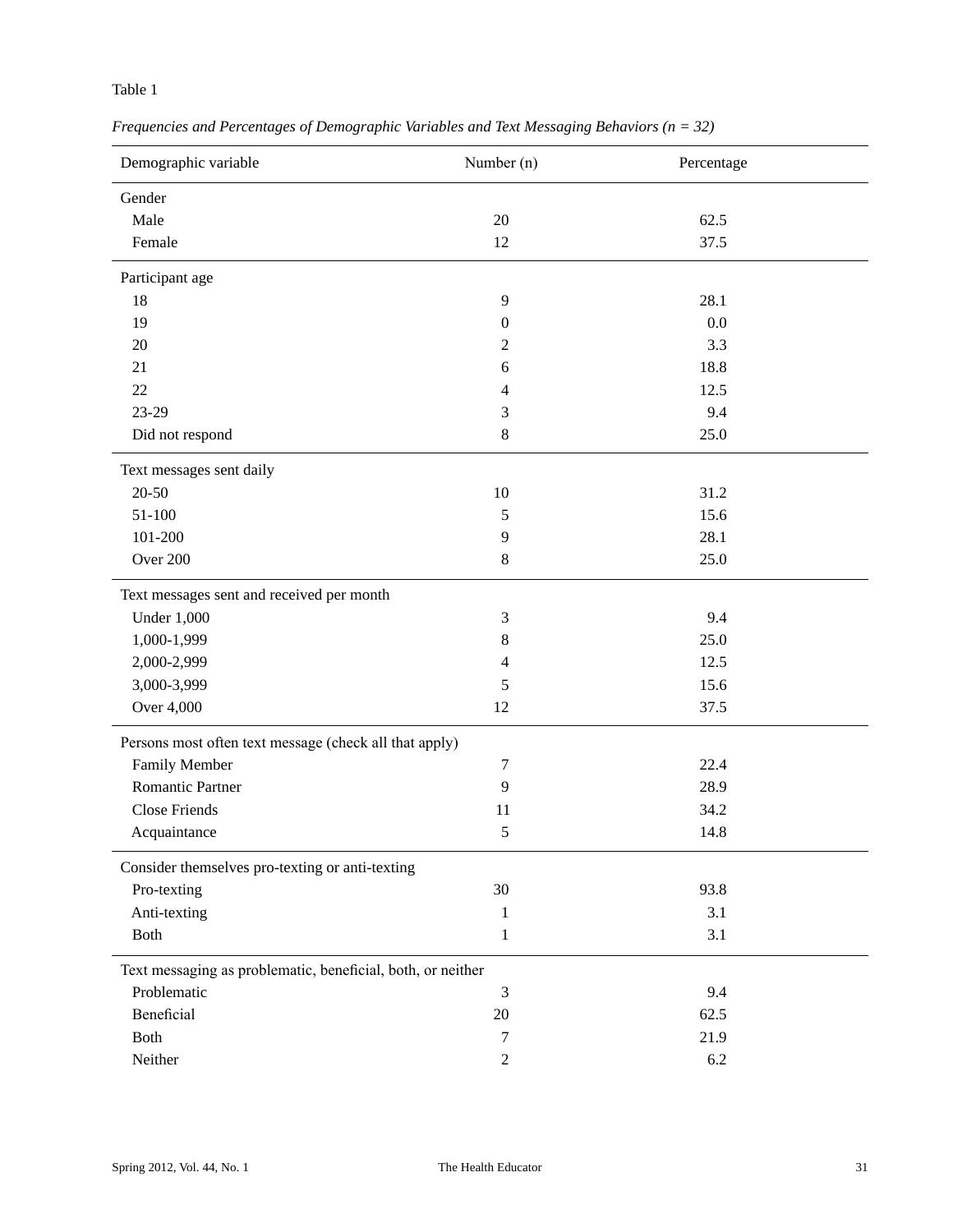Table 1

*Frequencies and Percentages of Demographic Variables and Text Messaging Behaviors (n = 32)*

| Demographic variable | Number (n) | Percentage |
|---|---|---|
| Gender | | |
| Male | 20 | 62.5 |
| Female | 12 | 37.5 |
| Participant age | | |
| 18 | 9 | 28.1 |
| 19 | 0 | 0.0 |
| 20 | 2 | 3.3 |
| 21 | 6 | 18.8 |
| 22 | 4 | 12.5 |
| 23-29 | 3 | 9.4 |
| Did not respond | 8 | 25.0 |
| Text messages sent daily | | |
| 20-50 | 10 | 31.2 |
| 51-100 | 5 | 15.6 |
| 101-200 | 9 | 28.1 |
| Over 200 | 8 | 25.0 |
| Text messages sent and received per month | | |
| Under 1,000 | 3 | 9.4 |
| 1,000-1,999 | 8 | 25.0 |
| 2,000-2,999 | 4 | 12.5 |
| 3,000-3,999 | 5 | 15.6 |
| Over 4,000 | 12 | 37.5 |
| Persons most often text message (check all that apply) | | |
| Family Member | 7 | 22.4 |
| Romantic Partner | 9 | 28.9 |
| Close Friends | 11 | 34.2 |
| Acquaintance | 5 | 14.8 |
| Consider themselves pro-texting or anti-texting | | |
| Pro-texting | 30 | 93.8 |
| Anti-texting | 1 | 3.1 |
| Both | 1 | 3.1 |
| Text messaging as problematic, beneficial, both, or neither | | |
| Problematic | 3 | 9.4 |
| Beneficial | 20 | 62.5 |
| Both | 7 | 21.9 |
| Neither | 2 | 6.2 |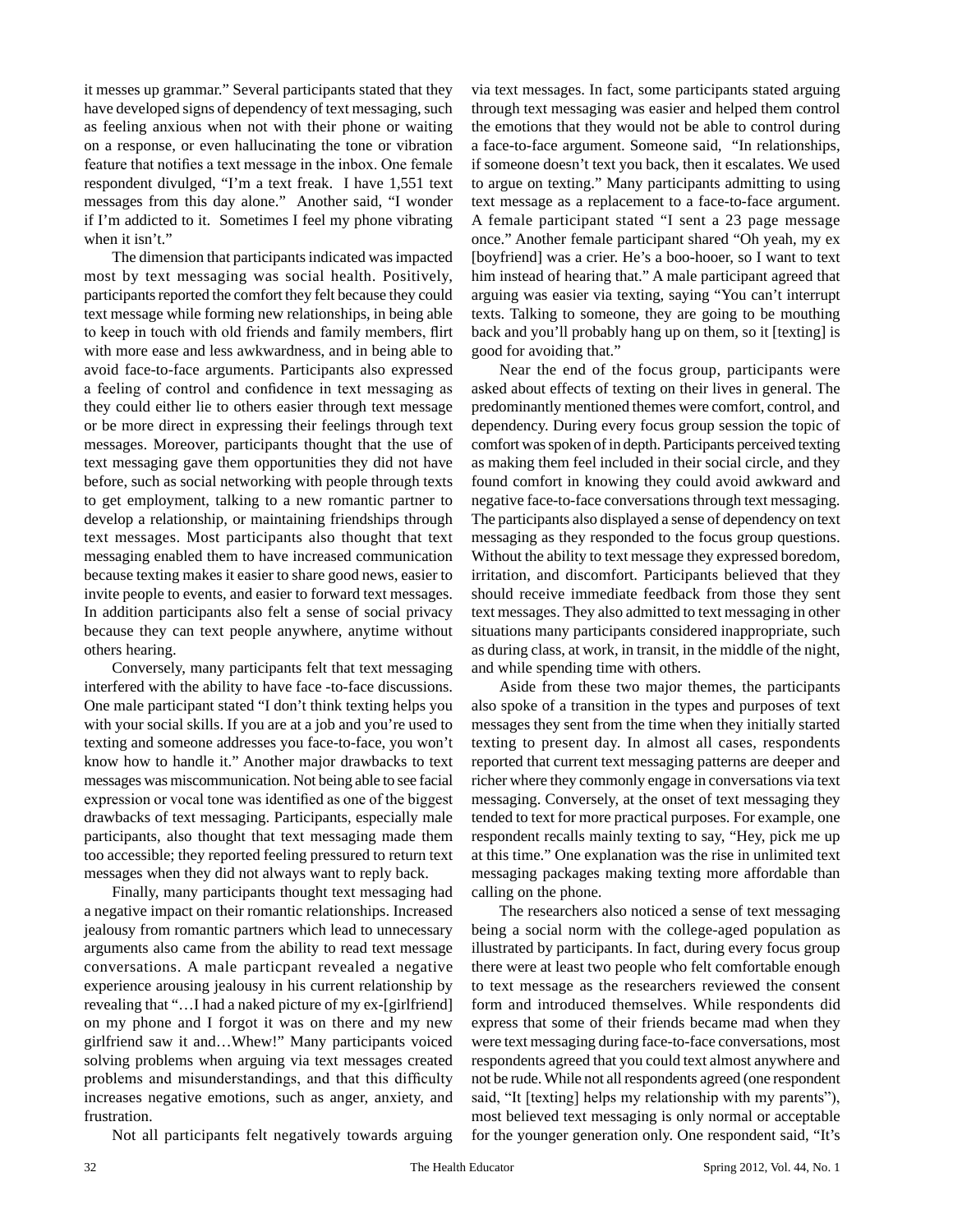it messes up grammar." Several participants stated that they have developed signs of dependency of text messaging, such as feeling anxious when not with their phone or waiting on a response, or even hallucinating the tone or vibration feature that notifies a text message in the inbox. One female respondent divulged, "I'm a text freak. I have 1,551 text messages from this day alone." Another said, "I wonder if I'm addicted to it. Sometimes I feel my phone vibrating when it isn't."

The dimension that participants indicated was impacted most by text messaging was social health. Positively, participants reported the comfort they felt because they could text message while forming new relationships, in being able to keep in touch with old friends and family members, flirt with more ease and less awkwardness, and in being able to avoid face-to-face arguments. Participants also expressed a feeling of control and confidence in text messaging as they could either lie to others easier through text message or be more direct in expressing their feelings through text messages. Moreover, participants thought that the use of text messaging gave them opportunities they did not have before, such as social networking with people through texts to get employment, talking to a new romantic partner to develop a relationship, or maintaining friendships through text messages. Most participants also thought that text messaging enabled them to have increased communication because texting makes it easier to share good news, easier to invite people to events, and easier to forward text messages. In addition participants also felt a sense of social privacy because they can text people anywhere, anytime without others hearing.

Conversely, many participants felt that text messaging interfered with the ability to have face -to-face discussions. One male participant stated "I don't think texting helps you with your social skills. If you are at a job and you're used to texting and someone addresses you face-to-face, you won't know how to handle it." Another major drawbacks to text messages was miscommunication. Not being able to see facial expression or vocal tone was identified as one of the biggest drawbacks of text messaging. Participants, especially male participants, also thought that text messaging made them too accessible; they reported feeling pressured to return text messages when they did not always want to reply back.

Finally, many participants thought text messaging had a negative impact on their romantic relationships. Increased jealousy from romantic partners which lead to unnecessary arguments also came from the ability to read text message conversations. A male particpant revealed a negative experience arousing jealousy in his current relationship by revealing that "…I had a naked picture of my ex-[girlfriend] on my phone and I forgot it was on there and my new girlfriend saw it and…Whew!" Many participants voiced solving problems when arguing via text messages created problems and misunderstandings, and that this difficulty increases negative emotions, such as anger, anxiety, and frustration.

Not all participants felt negatively towards arguing via text messages. In fact, some participants stated arguing through text messaging was easier and helped them control the emotions that they would not be able to control during a face-to-face argument. Someone said, "In relationships, if someone doesn't text you back, then it escalates. We used to argue on texting." Many participants admitting to using text message as a replacement to a face-to-face argument. A female participant stated "I sent a 23 page message once." Another female participant shared "Oh yeah, my ex [boyfriend] was a crier. He's a boo-hooer, so I want to text him instead of hearing that." A male participant agreed that arguing was easier via texting, saying "You can't interrupt texts. Talking to someone, they are going to be mouthing back and you'll probably hang up on them, so it [texting] is good for avoiding that."

Near the end of the focus group, participants were asked about effects of texting on their lives in general. The predominantly mentioned themes were comfort, control, and dependency. During every focus group session the topic of comfort was spoken of in depth. Participants perceived texting as making them feel included in their social circle, and they found comfort in knowing they could avoid awkward and negative face-to-face conversations through text messaging. The participants also displayed a sense of dependency on text messaging as they responded to the focus group questions. Without the ability to text message they expressed boredom, irritation, and discomfort. Participants believed that they should receive immediate feedback from those they sent text messages. They also admitted to text messaging in other situations many participants considered inappropriate, such as during class, at work, in transit, in the middle of the night, and while spending time with others.

Aside from these two major themes, the participants also spoke of a transition in the types and purposes of text messages they sent from the time when they initially started texting to present day. In almost all cases, respondents reported that current text messaging patterns are deeper and richer where they commonly engage in conversations via text messaging. Conversely, at the onset of text messaging they tended to text for more practical purposes. For example, one respondent recalls mainly texting to say, "Hey, pick me up at this time." One explanation was the rise in unlimited text messaging packages making texting more affordable than calling on the phone.

The researchers also noticed a sense of text messaging being a social norm with the college-aged population as illustrated by participants. In fact, during every focus group there were at least two people who felt comfortable enough to text message as the researchers reviewed the consent form and introduced themselves. While respondents did express that some of their friends became mad when they were text messaging during face-to-face conversations, most respondents agreed that you could text almost anywhere and not be rude. While not all respondents agreed (one respondent said, "It [texting] helps my relationship with my parents"), most believed text messaging is only normal or acceptable for the younger generation only. One respondent said, "It's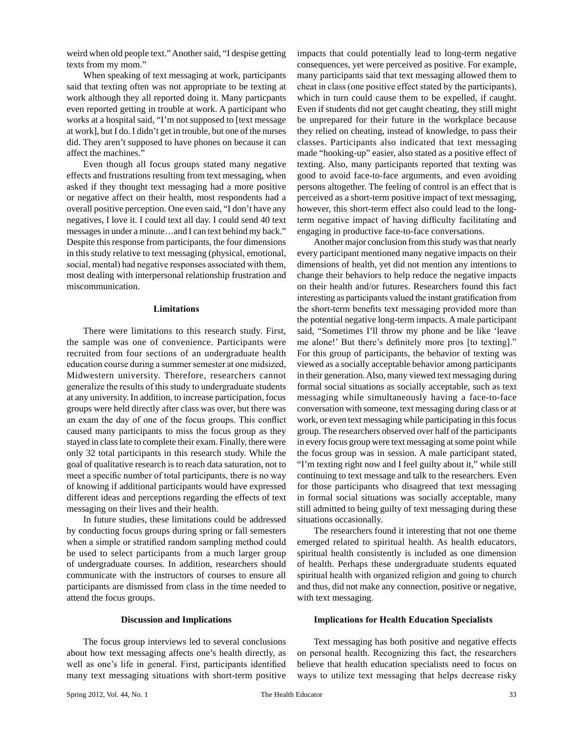weird when old people text." Another said, "I despise getting texts from my mom."

When speaking of text messaging at work, participants said that texting often was not appropriate to be texting at work although they all reported doing it. Many particpants even reported getting in trouble at work. A participant who works at a hospital said, "I'm not supposed to [text message at work], but I do. I didn't get in trouble, but one of the nurses did. They aren't supposed to have phones on because it can affect the machines."

Even though all focus groups stated many negative effects and frustrations resulting from text messaging, when asked if they thought text messaging had a more positive or negative affect on their health, most respondents had a overall positive perception. One even said, "I don't have any negatives, I love it. I could text all day. I could send 40 text messages in under a minute…and I can text behind my back." Despite this response from participants, the four dimensions in this study relative to text messaging (physical, emotional, social, mental) had negative responses associated with them, most dealing with interpersonal relationship frustration and miscommunication.

## Limitations

There were limitations to this research study. First, the sample was one of convenience. Participants were recruited from four sections of an undergraduate health education course during a summer semester at one midsized, Midwestern university. Therefore, researchers cannot generalize the results of this study to undergraduate students at any university. In addition, to increase participation, focus groups were held directly after class was over, but there was an exam the day of one of the focus groups. This conflict caused many participants to miss the focus group as they stayed in class late to complete their exam. Finally, there were only 32 total participants in this research study. While the goal of qualitative research is to reach data saturation, not to meet a specific number of total participants, there is no way of knowing if additional participants would have expressed different ideas and perceptions regarding the effects of text messaging on their lives and their health.

In future studies, these limitations could be addressed by conducting focus groups during spring or fall semesters when a simple or stratified random sampling method could be used to select participants from a much larger group of undergraduate courses. In addition, researchers should communicate with the instructors of courses to ensure all participants are dismissed from class in the time needed to attend the focus groups.

## Discussion and Implications

The focus group interviews led to several conclusions about how text messaging affects one's health directly, as well as one's life in general. First, participants identified many text messaging situations with short-term positive impacts that could potentially lead to long-term negative consequences, yet were perceived as positive. For example, many participants said that text messaging allowed them to cheat in class (one positive effect stated by the participants), which in turn could cause them to be expelled, if caught. Even if students did not get caught cheating, they still might be unprepared for their future in the workplace because they relied on cheating, instead of knowledge, to pass their classes. Participants also indicated that text messaging made "hooking-up" easier, also stated as a positive effect of texting. Also, many participants reported that texting was good to avoid face-to-face arguments, and even avoiding persons altogether. The feeling of control is an effect that is perceived as a short-term positive impact of text messaging, however, this short-term effect also could lead to the long-term negative impact of having difficulty facilitating and engaging in productive face-to-face conversations.

Another major conclusion from this study was that nearly every participant mentioned many negative impacts on their dimensions of health, yet did not mention any intentions to change their behaviors to help reduce the negative impacts on their health and/or futures. Researchers found this fact interesting as participants valued the instant gratification from the short-term benefits text messaging provided more than the potential negative long-term impacts. A male participant said, "Sometimes I'll throw my phone and be like 'leave me alone!' But there's definitely more pros [to texting]." For this group of participants, the behavior of texting was viewed as a socially acceptable behavior among participants in their generation. Also, many viewed text messaging during formal social situations as socially acceptable, such as text messaging while simultaneously having a face-to-face conversation with someone, text messaging during class or at work, or even text messaging while participating in this focus group. The researchers observed over half of the participants in every focus group were text messaging at some point while the focus group was in session. A male participant stated, "I'm texting right now and I feel guilty about it," while still continuing to text message and talk to the researchers. Even for those participants who disagreed that text messaging in formal social situations was socially acceptable, many still admitted to being guilty of text messaging during these situations occasionally.

The researchers found it interesting that not one theme emerged related to spiritual health. As health educators, spiritual health consistently is included as one dimension of health. Perhaps these undergraduate students equated spiritual health with organized religion and going to church and thus, did not make any connection, positive or negative, with text messaging.

## Implications for Health Education Specialists

Text messaging has both positive and negative effects on personal health. Recognizing this fact, the researchers believe that health education specialists need to focus on ways to utilize text messaging that helps decrease risky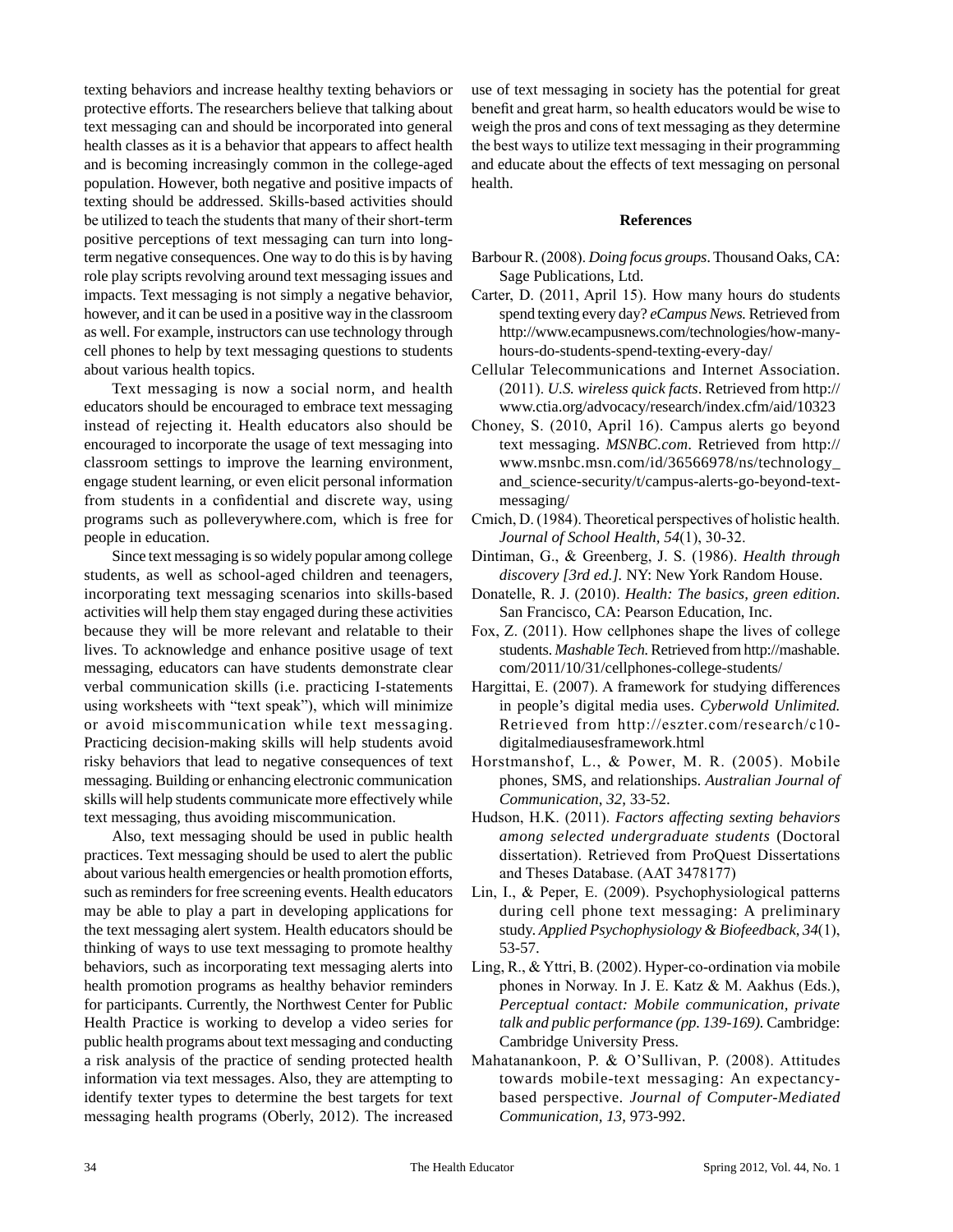texting behaviors and increase healthy texting behaviors or protective efforts. The researchers believe that talking about text messaging can and should be incorporated into general health classes as it is a behavior that appears to affect health and is becoming increasingly common in the college-aged population. However, both negative and positive impacts of texting should be addressed. Skills-based activities should be utilized to teach the students that many of their short-term positive perceptions of text messaging can turn into long-term negative consequences. One way to do this is by having role play scripts revolving around text messaging issues and impacts. Text messaging is not simply a negative behavior, however, and it can be used in a positive way in the classroom as well. For example, instructors can use technology through cell phones to help by text messaging questions to students about various health topics.

Text messaging is now a social norm, and health educators should be encouraged to embrace text messaging instead of rejecting it. Health educators also should be encouraged to incorporate the usage of text messaging into classroom settings to improve the learning environment, engage student learning, or even elicit personal information from students in a confidential and discrete way, using programs such as polleverywhere.com, which is free for people in education.

Since text messaging is so widely popular among college students, as well as school-aged children and teenagers, incorporating text messaging scenarios into skills-based activities will help them stay engaged during these activities because they will be more relevant and relatable to their lives. To acknowledge and enhance positive usage of text messaging, educators can have students demonstrate clear verbal communication skills (i.e. practicing I-statements using worksheets with "text speak"), which will minimize or avoid miscommunication while text messaging. Practicing decision-making skills will help students avoid risky behaviors that lead to negative consequences of text messaging. Building or enhancing electronic communication skills will help students communicate more effectively while text messaging, thus avoiding miscommunication.

Also, text messaging should be used in public health practices. Text messaging should be used to alert the public about various health emergencies or health promotion efforts, such as reminders for free screening events. Health educators may be able to play a part in developing applications for the text messaging alert system. Health educators should be thinking of ways to use text messaging to promote healthy behaviors, such as incorporating text messaging alerts into health promotion programs as healthy behavior reminders for participants. Currently, the Northwest Center for Public Health Practice is working to develop a video series for public health programs about text messaging and conducting a risk analysis of the practice of sending protected health information via text messages. Also, they are attempting to identify texter types to determine the best targets for text messaging health programs (Oberly, 2012). The increased use of text messaging in society has the potential for great benefit and great harm, so health educators would be wise to weigh the pros and cons of text messaging as they determine the best ways to utilize text messaging in their programming and educate about the effects of text messaging on personal health.

## References

Barbour R. (2008). *Doing focus groups*. Thousand Oaks, CA: Sage Publications, Ltd.

Carter, D. (2011, April 15). How many hours do students spend texting every day? *eCampus News.* Retrieved from http://www.ecampusnews.com/technologies/how-many-hours-do-students-spend-texting-every-day/

Cellular Telecommunications and Internet Association. (2011). *U.S. wireless quick facts*. Retrieved from http://www.ctia.org/advocacy/research/index.cfm/aid/10323

Choney, S. (2010, April 16). Campus alerts go beyond text messaging. *MSNBC.com*. Retrieved from http://www.msnbc.msn.com/id/36566978/ns/technology_and_science-security/t/campus-alerts-go-beyond-text-messaging/

Cmich, D. (1984). Theoretical perspectives of holistic health. *Journal of School Health, 54*(1), 30-32.

Dintiman, G., & Greenberg, J. S. (1986). *Health through discovery [3rd ed.].* NY: New York Random House.

Donatelle, R. J. (2010). *Health: The basics, green edition.* San Francisco, CA: Pearson Education, Inc.

Fox, Z. (2011). How cellphones shape the lives of college students. *Mashable Tech.* Retrieved from http://mashable.com/2011/10/31/cellphones-college-students/

Hargittai, E. (2007). A framework for studying differences in people's digital media uses. *Cyberwold Unlimited.* Retrieved from http://eszter.com/research/c10-digitalmediausesframework.html

Horstmanshof, L., & Power, M. R. (2005). Mobile phones, SMS, and relationships. *Australian Journal of Communication, 32*, 33-52.

Hudson, H.K. (2011). *Factors affecting sexting behaviors among selected undergraduate students* (Doctoral dissertation). Retrieved from ProQuest Dissertations and Theses Database. (AAT 3478177)

Lin, I., & Peper, E. (2009). Psychophysiological patterns during cell phone text messaging: A preliminary study. *Applied Psychophysiology & Biofeedback, 34*(1), 53-57.

Ling, R., & Yttri, B. (2002). Hyper-co-ordination via mobile phones in Norway. In J. E. Katz & M. Aakhus (Eds.), *Perceptual contact: Mobile communication, private talk and public performance (pp. 139-169).* Cambridge: Cambridge University Press.

Mahatanankoon, P. & O'Sullivan, P. (2008). Attitudes towards mobile-text messaging: An expectancy-based perspective. *Journal of Computer-Mediated Communication, 13*, 973-992.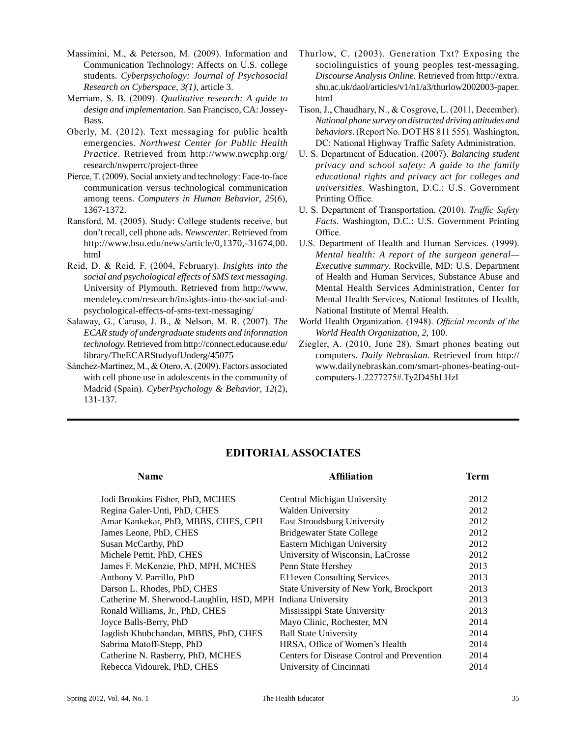Massimini, M., & Peterson, M. (2009). Information and Communication Technology: Affects on U.S. college students. *Cyberpsychology: Journal of Psychosocial Research on Cyberspace, 3(1)*, article 3.

Merriam, S. B. (2009). *Qualitative research: A guide to design and implementation.* San Francisco, CA: Jossey-Bass.

Oberly, M. (2012). Text messaging for public health emergencies. *Northwest Center for Public Health Practice*. Retrieved from http://www.nwcphp.org/research/nwperrc/project-three

Pierce, T. (2009). Social anxiety and technology: Face-to-face communication versus technological communication among teens. *Computers in Human Behavior*, *25*(6), 1367-1372.

Ransford, M. (2005). Study: College students receive, but don't recall, cell phone ads. *Newscenter*. Retrieved from http://www.bsu.edu/news/article/0,1370,-31674,00.html

Reid, D. & Reid, F. (2004, February). *Insights into the social and psychological effects of SMS text messaging*. University of Plymouth. Retrieved from http://www.mendeley.com/research/insights-into-the-social-and-psychological-effects-of-sms-text-messaging/

Salaway, G., Caruso, J. B., & Nelson, M. R. (2007). *The ECAR study of undergraduate students and information technology.* Retrieved from http://connect.educause.edu/library/TheECARStudyofUnderg/45075

Sánchez-Martínez, M., & Otero, A. (2009). Factors associated with cell phone use in adolescents in the community of Madrid (Spain). *CyberPsychology & Behavior*, *12*(2), 131-137.

Thurlow, C. (2003). Generation Txt? Exposing the sociolinguistics of young peoples test-messaging. *Discourse Analysis Online.* Retrieved from http://extra.shu.ac.uk/daol/articles/v1/n1/a3/thurlow2002003-paper.html

Tison, J., Chaudhary, N., & Cosgrove, L. (2011, December). *National phone survey on distracted driving attitudes and behaviors*. (Report No. DOT HS 811 555). Washington, DC: National Highway Traffic Safety Administration.

U. S. Department of Education. (2007). *Balancing student privacy and school safety: A guide to the family educational rights and privacy act for colleges and universities.* Washington, D.C.: U.S. Government Printing Office.

U. S. Department of Transportation. (2010). *Traffic Safety Facts*. Washington, D.C.: U.S. Government Printing Office.

U.S. Department of Health and Human Services. (1999). *Mental health: A report of the surgeon general—Executive summary*. Rockville, MD: U.S. Department of Health and Human Services, Substance Abuse and Mental Health Services Administration, Center for Mental Health Services, National Institutes of Health, National Institute of Mental Health.

World Health Organization. (1948). *Official records of the World Health Organization*, *2*, 100.

Ziegler, A. (2010, June 28). Smart phones beating out computers. *Daily Nebraskan.* Retrieved from http://www.dailynebraskan.com/smart-phones-beating-out-computers-1.2277275#.Ty2D45hLHzI

## EDITORIAL ASSOCIATES

| Name | Affiliation | Term |
|---|---|---|
| Jodi Brookins Fisher, PhD, MCHES | Central Michigan University | 2012 |
| Regina Galer-Unti, PhD, CHES | Walden University | 2012 |
| Amar Kankekar, PhD, MBBS, CHES, CPH | East Stroudsburg University | 2012 |
| James Leone, PhD, CHES | Bridgewater State College | 2012 |
| Susan McCarthy, PhD | Eastern Michigan University | 2012 |
| Michele Pettit, PhD, CHES | University of Wisconsin, LaCrosse | 2012 |
| James F. McKenzie, PhD, MPH, MCHES | Penn State Hershey | 2013 |
| Anthony V. Parrillo, PhD | E11even Consulting Services | 2013 |
| Darson L. Rhodes, PhD, CHES | State University of New York, Brockport | 2013 |
| Catherine M. Sherwood-Laughlin, HSD, MPH | Indiana University | 2013 |
| Ronald Williams, Jr., PhD, CHES | Mississippi State University | 2013 |
| Joyce Balls-Berry, PhD | Mayo Clinic, Rochester, MN | 2014 |
| Jagdish Khubchandan, MBBS, PhD, CHES | Ball State University | 2014 |
| Sabrina Matoff-Stepp, PhD | HRSA, Office of Women's Health | 2014 |
| Catherine N. Rasberry, PhD, MCHES | Centers for Disease Control and Prevention | 2014 |
| Rebecca Vidourek, PhD, CHES | University of Cincinnati | 2014 |